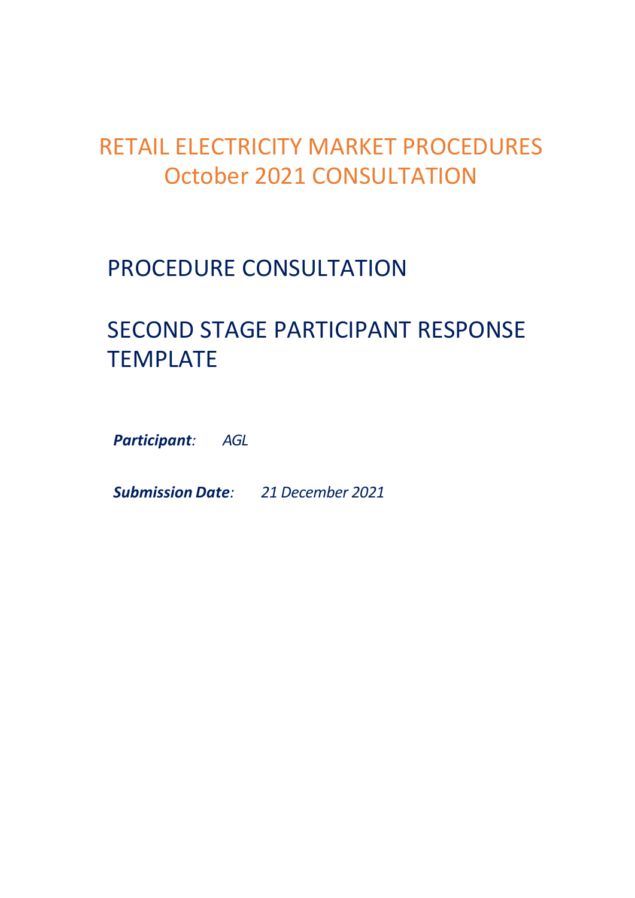# RETAIL ELECTRICITY MARKET PROCEDURES
# October 2021 CONSULTATION

## PROCEDURE CONSULTATION

## SECOND STAGE PARTICIPANT RESPONSE TEMPLATE

***Participant**: AGL*

***Submission Date**: 21 December 2021*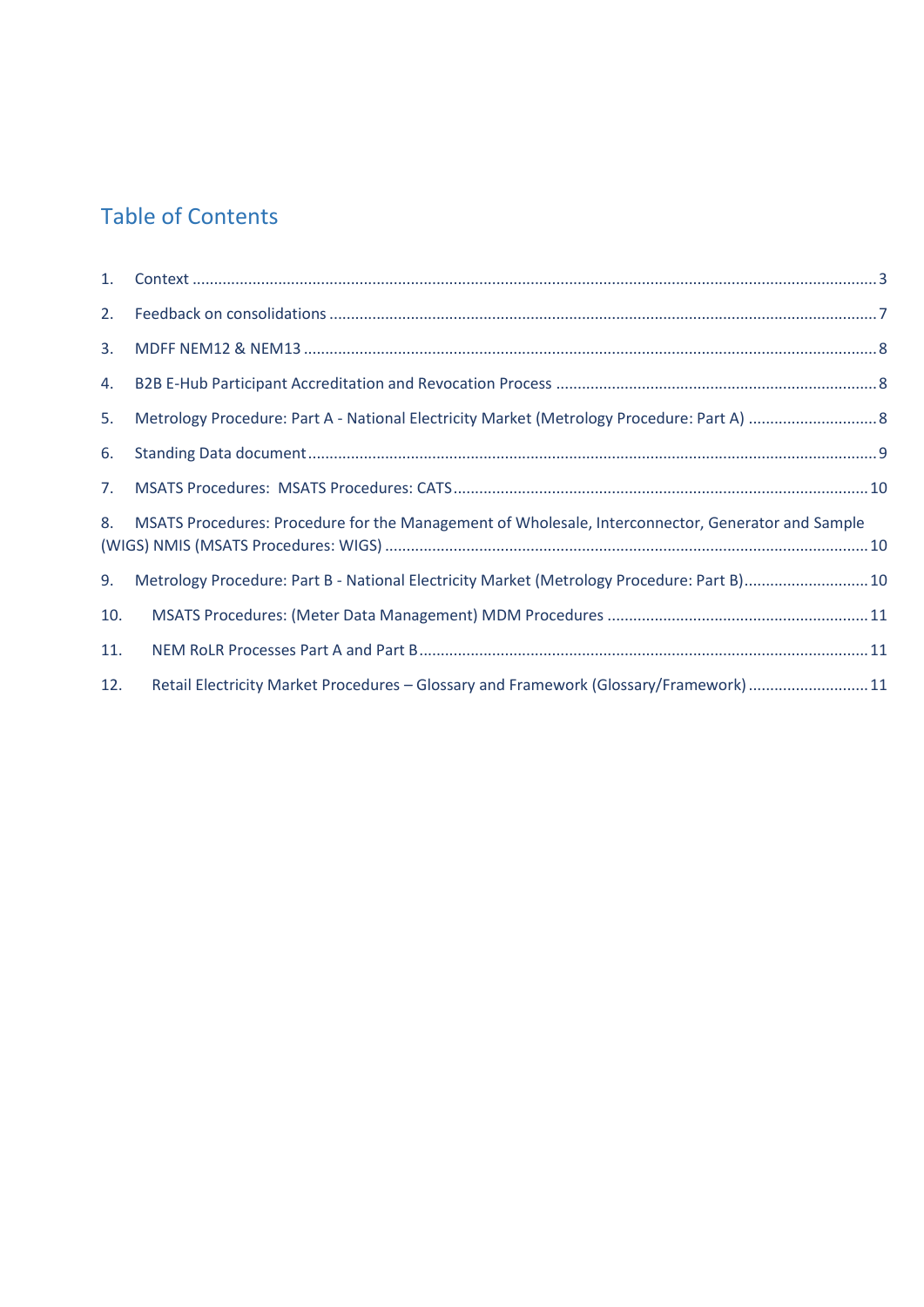## Table of Contents

1. Context ........................................................................................................................................ 3
2. Feedback on consolidations ......................................................................................................... 7
3. MDFF NEM12 & NEM13 ............................................................................................................... 8
4. B2B E-Hub Participant Accreditation and Revocation Process ..................................................... 8
5. Metrology Procedure: Part A - National Electricity Market (Metrology Procedure: Part A) ............ 8
6. Standing Data document .............................................................................................................. 9
7. MSATS Procedures: MSATS Procedures: CATS ............................................................................ 10
8. MSATS Procedures: Procedure for the Management of Wholesale, Interconnector, Generator and Sample (WIGS) NMIS (MSATS Procedures: WIGS) ...................................................................................... 10
9. Metrology Procedure: Part B - National Electricity Market (Metrology Procedure: Part B) ........... 10
10. MSATS Procedures: (Meter Data Management) MDM Procedures ............................................ 11
11. NEM RoLR Processes Part A and Part B ..................................................................................... 11
12. Retail Electricity Market Procedures – Glossary and Framework (Glossary/Framework) ............ 11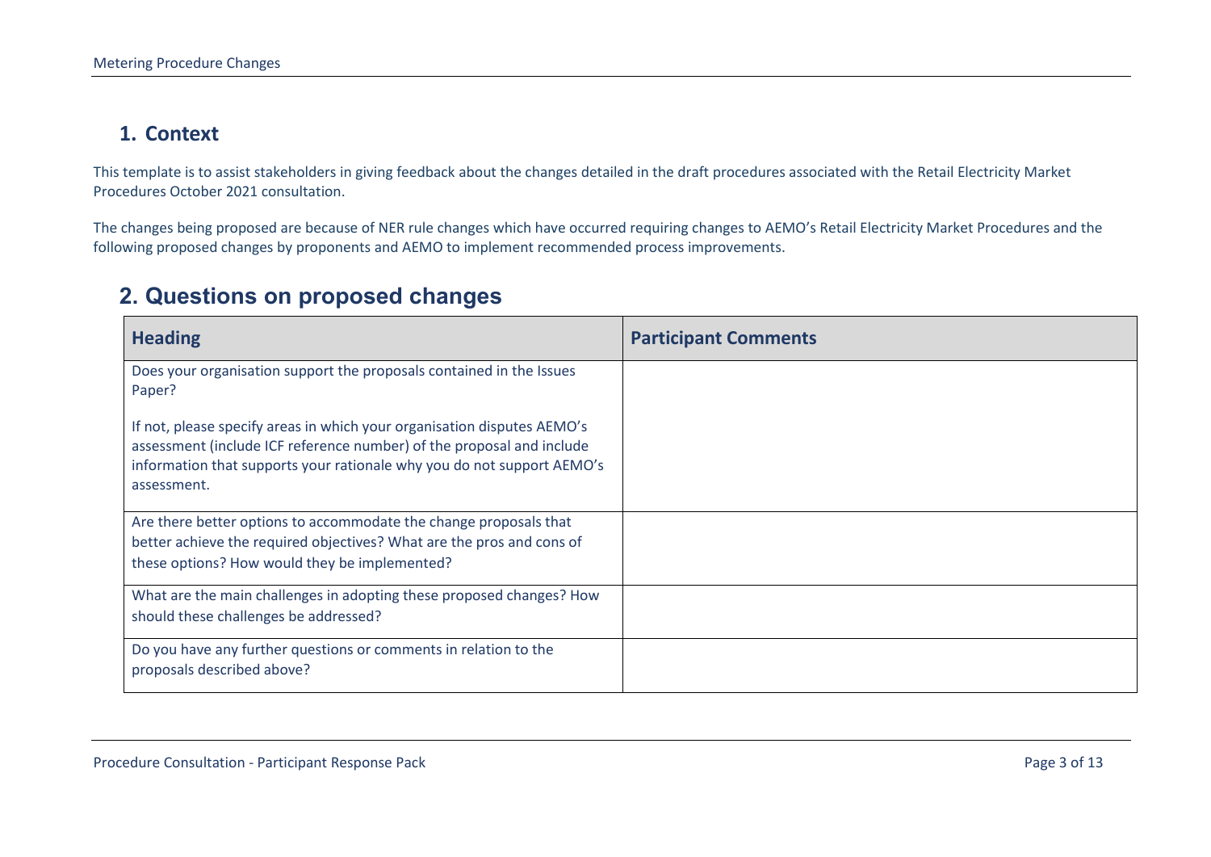## 1. Context

This template is to assist stakeholders in giving feedback about the changes detailed in the draft procedures associated with the Retail Electricity Market Procedures October 2021 consultation.

The changes being proposed are because of NER rule changes which have occurred requiring changes to AEMO's Retail Electricity Market Procedures and the following proposed changes by proponents and AEMO to implement recommended process improvements.

## 2. Questions on proposed changes

| Heading | Participant Comments |
| --- | --- |
| Does your organisation support the proposals contained in the Issues Paper?<br><br>If not, please specify areas in which your organisation disputes AEMO's assessment (include ICF reference number) of the proposal and include information that supports your rationale why you do not support AEMO's assessment. | |
| Are there better options to accommodate the change proposals that better achieve the required objectives? What are the pros and cons of these options? How would they be implemented? | |
| What are the main challenges in adopting these proposed changes? How should these challenges be addressed? | |
| Do you have any further questions or comments in relation to the proposals described above? | |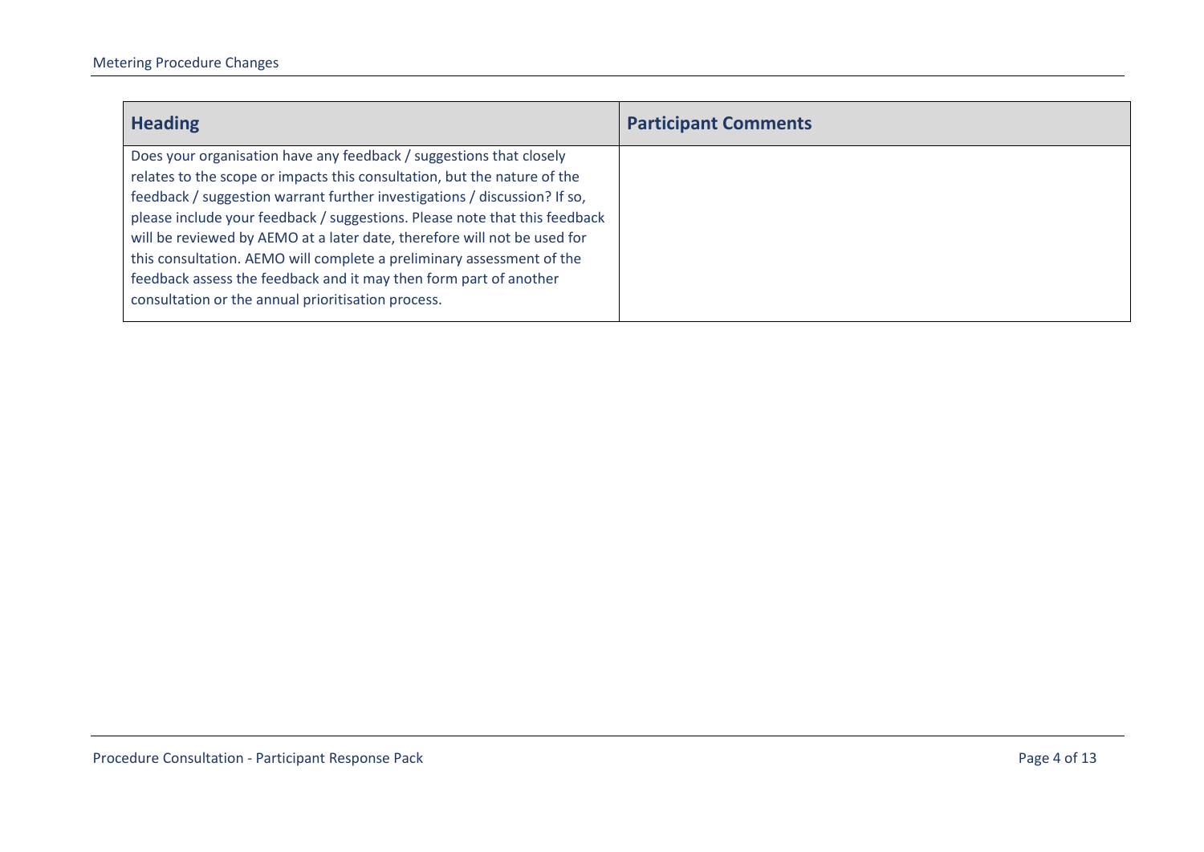| Heading | Participant Comments |
|---|---|
| Does your organisation have any feedback / suggestions that closely relates to the scope or impacts this consultation, but the nature of the feedback / suggestion warrant further investigations / discussion? If so, please include your feedback / suggestions. Please note that this feedback will be reviewed by AEMO at a later date, therefore will not be used for this consultation. AEMO will complete a preliminary assessment of the feedback assess the feedback and it may then form part of another consultation or the annual prioritisation process. | |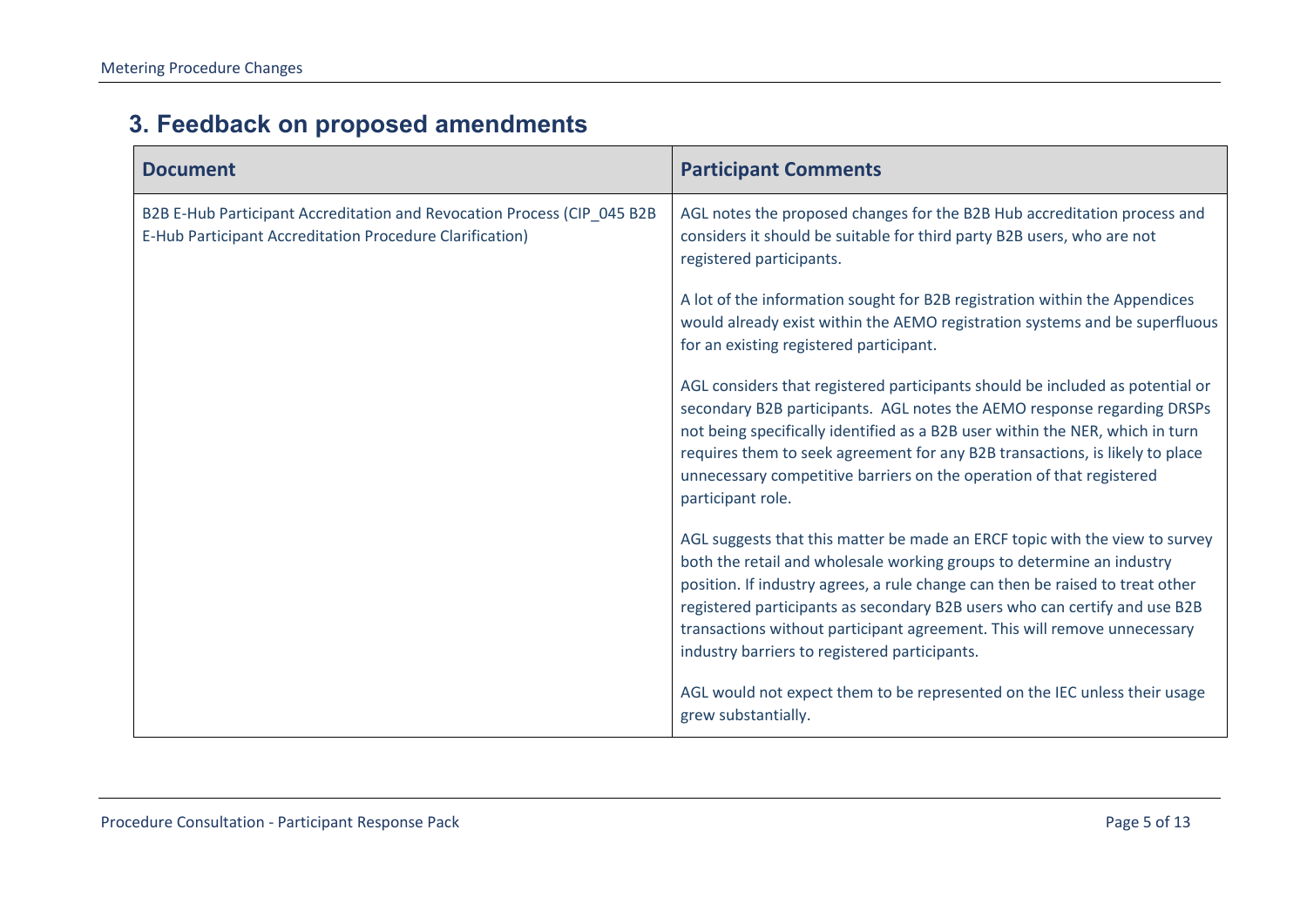## 3. Feedback on proposed amendments

| Document | Participant Comments |
| --- | --- |
| B2B E-Hub Participant Accreditation and Revocation Process (CIP_045 B2B E-Hub Participant Accreditation Procedure Clarification) | AGL notes the proposed changes for the B2B Hub accreditation process and considers it should be suitable for third party B2B users, who are not registered participants.<br><br>A lot of the information sought for B2B registration within the Appendices would already exist within the AEMO registration systems and be superfluous for an existing registered participant.<br><br>AGL considers that registered participants should be included as potential or secondary B2B participants. AGL notes the AEMO response regarding DRSPs not being specifically identified as a B2B user within the NER, which in turn requires them to seek agreement for any B2B transactions, is likely to place unnecessary competitive barriers on the operation of that registered participant role.<br><br>AGL suggests that this matter be made an ERCF topic with the view to survey both the retail and wholesale working groups to determine an industry position. If industry agrees, a rule change can then be raised to treat other registered participants as secondary B2B users who can certify and use B2B transactions without participant agreement. This will remove unnecessary industry barriers to registered participants.<br><br>AGL would not expect them to be represented on the IEC unless their usage grew substantially. |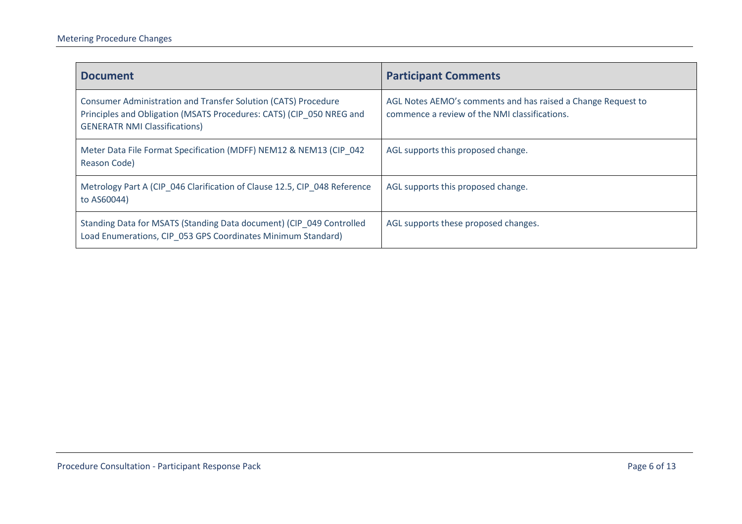| Document | Participant Comments |
| --- | --- |
| Consumer Administration and Transfer Solution (CATS) Procedure Principles and Obligation (MSATS Procedures: CATS) (CIP_050 NREG and GENERATR NMI Classifications) | AGL Notes AEMO's comments and has raised a Change Request to commence a review of the NMI classifications. |
| Meter Data File Format Specification (MDFF) NEM12 & NEM13 (CIP_042 Reason Code) | AGL supports this proposed change. |
| Metrology Part A (CIP_046 Clarification of Clause 12.5, CIP_048 Reference to AS60044) | AGL supports this proposed change. |
| Standing Data for MSATS (Standing Data document) (CIP_049 Controlled Load Enumerations, CIP_053 GPS Coordinates Minimum Standard) | AGL supports these proposed changes. |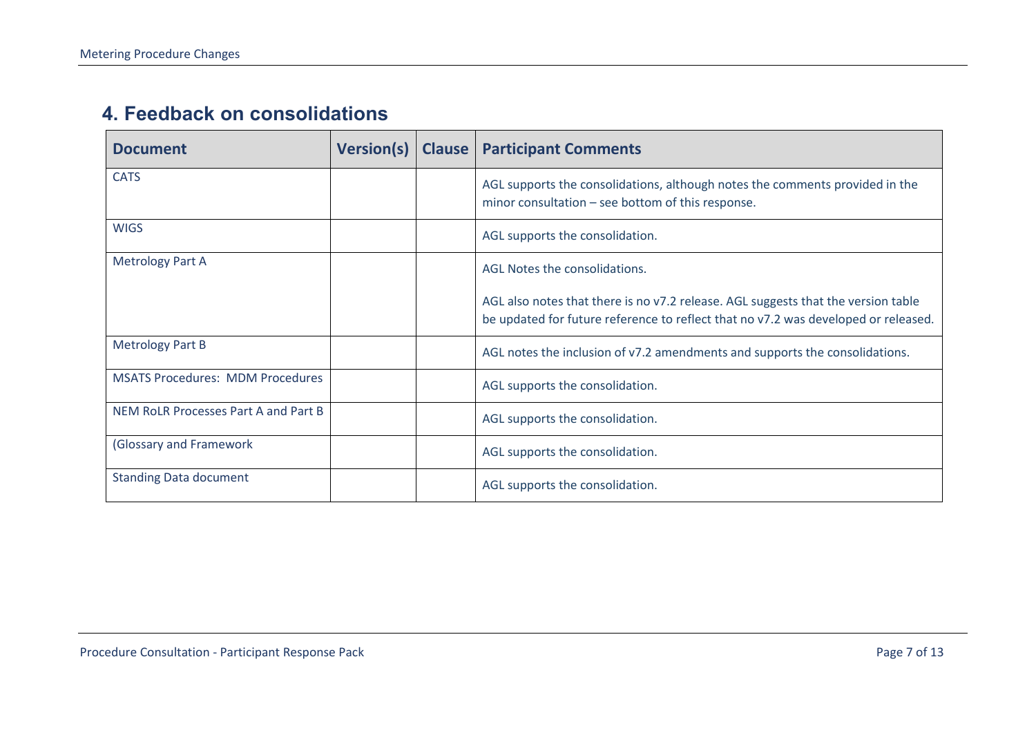## 4. Feedback on consolidations

| Document | Version(s) | Clause | Participant Comments |
|---|---|---|---|
| CATS | | | AGL supports the consolidations, although notes the comments provided in the minor consultation – see bottom of this response. |
| WIGS | | | AGL supports the consolidation. |
| Metrology Part A | | | AGL Notes the consolidations.<br><br>AGL also notes that there is no v7.2 release. AGL suggests that the version table be updated for future reference to reflect that no v7.2 was developed or released. |
| Metrology Part B | | | AGL notes the inclusion of v7.2 amendments and supports the consolidations. |
| MSATS Procedures: MDM Procedures | | | AGL supports the consolidation. |
| NEM RoLR Processes Part A and Part B | | | AGL supports the consolidation. |
| (Glossary and Framework | | | AGL supports the consolidation. |
| Standing Data document | | | AGL supports the consolidation. |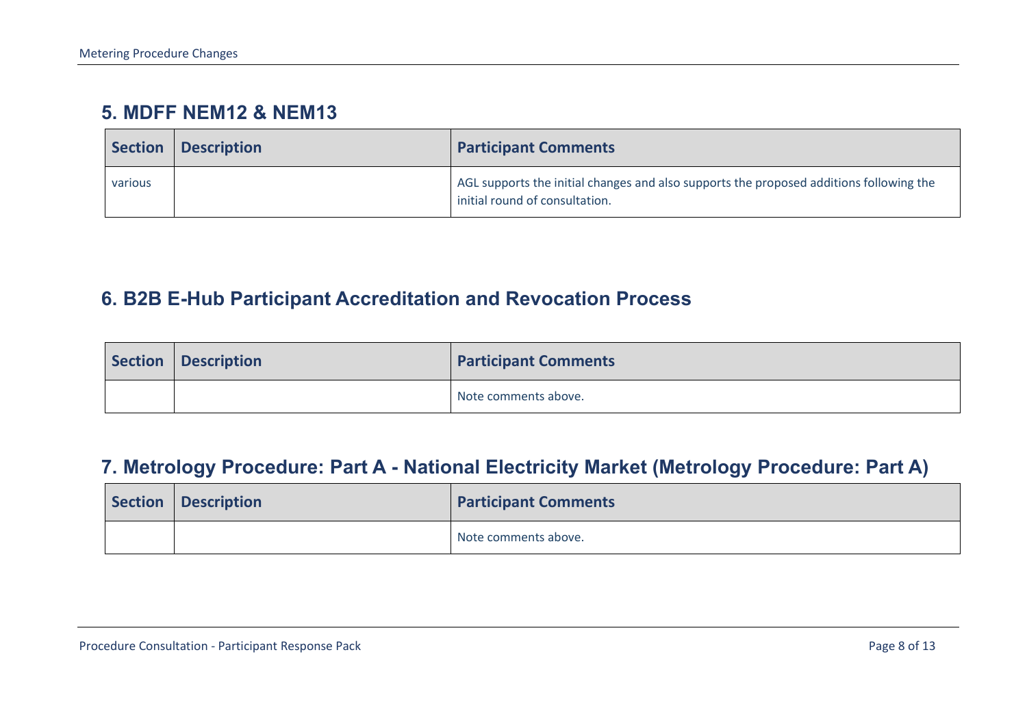## 5. MDFF NEM12 & NEM13

| Section | Description | Participant Comments |
|---|---|---|
| various | | AGL supports the initial changes and also supports the proposed additions following the initial round of consultation. |

## 6. B2B E-Hub Participant Accreditation and Revocation Process

| Section | Description | Participant Comments |
|---|---|---|
| | | Note comments above. |

## 7. Metrology Procedure: Part A - National Electricity Market (Metrology Procedure: Part A)

| Section | Description | Participant Comments |
|---|---|---|
| | | Note comments above. |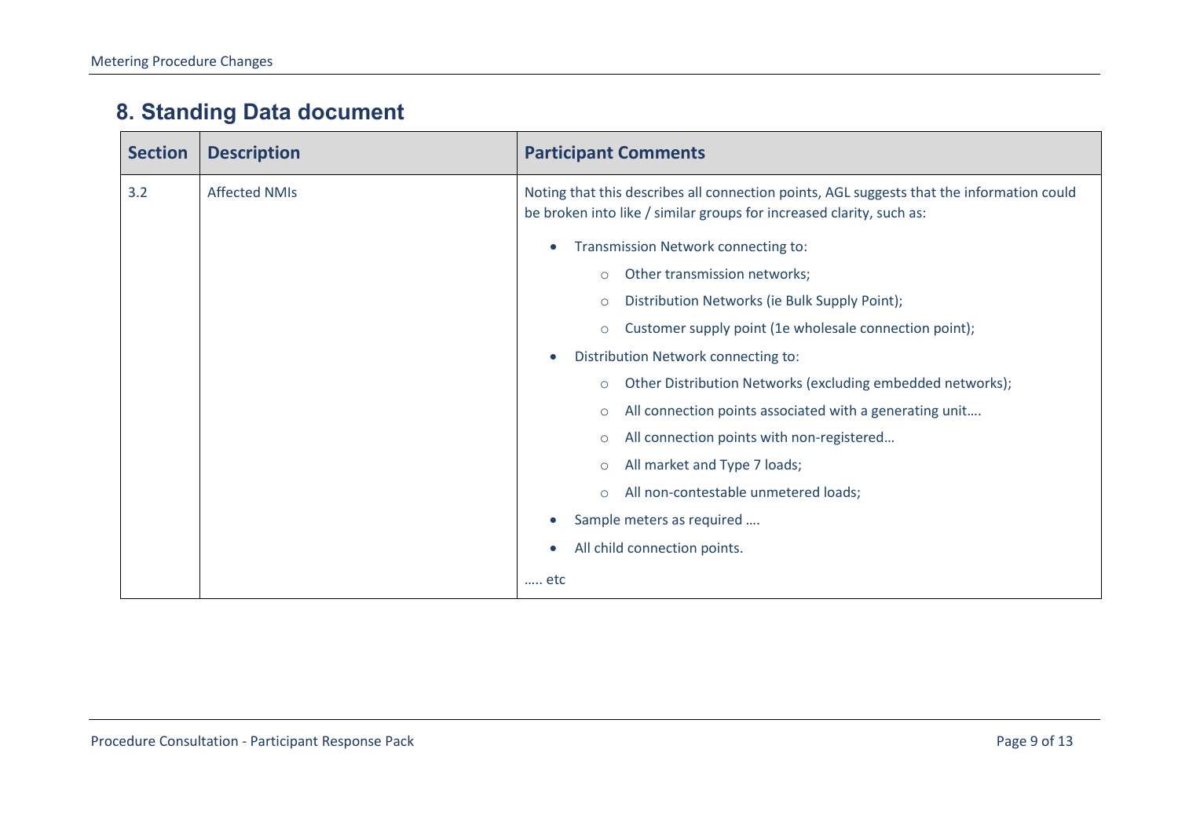## 8. Standing Data document

| Section | Description | Participant Comments |
|---|---|---|
| 3.2 | Affected NMIs | Noting that this describes all connection points, AGL suggests that the information could be broken into like / similar groups for increased clarity, such as:<br><br>• Transmission Network connecting to:<br>  ○ Other transmission networks;<br>  ○ Distribution Networks (ie Bulk Supply Point);<br>  ○ Customer supply point (1e wholesale connection point);<br>• Distribution Network connecting to:<br>  ○ Other Distribution Networks (excluding embedded networks);<br>  ○ All connection points associated with a generating unit….<br>  ○ All connection points with non-registered…<br>  ○ All market and Type 7 loads;<br>  ○ All non-contestable unmetered loads;<br>• Sample meters as required ….<br>• All child connection points.<br><br>….. etc |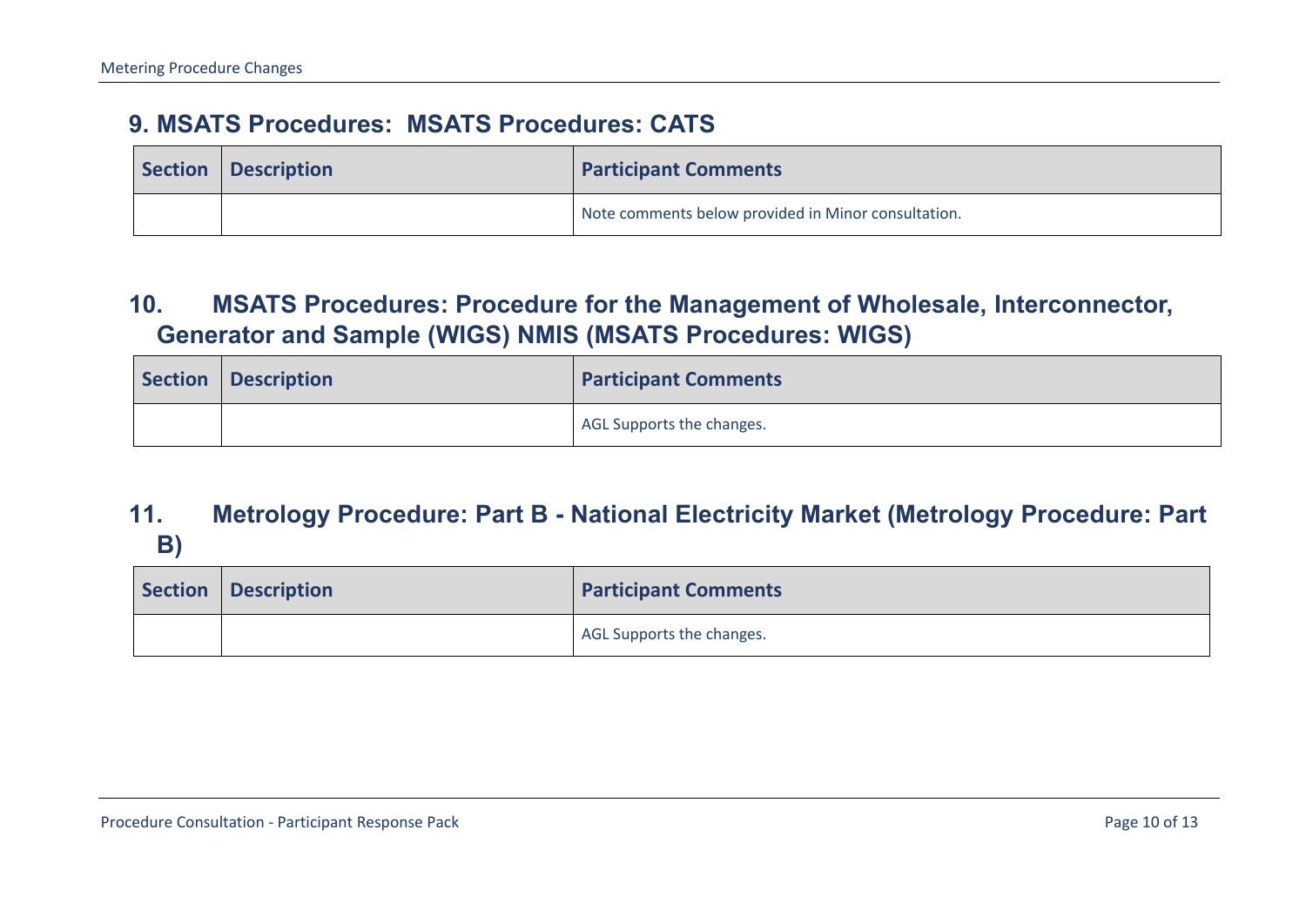## 9. MSATS Procedures: MSATS Procedures: CATS

| Section | Description | Participant Comments |
|---|---|---|
| | | Note comments below provided in Minor consultation. |

## 10. MSATS Procedures: Procedure for the Management of Wholesale, Interconnector, Generator and Sample (WIGS) NMIS (MSATS Procedures: WIGS)

| Section | Description | Participant Comments |
|---|---|---|
| | | AGL Supports the changes. |

## 11. Metrology Procedure: Part B - National Electricity Market (Metrology Procedure: Part B)

| Section | Description | Participant Comments |
|---|---|---|
| | | AGL Supports the changes. |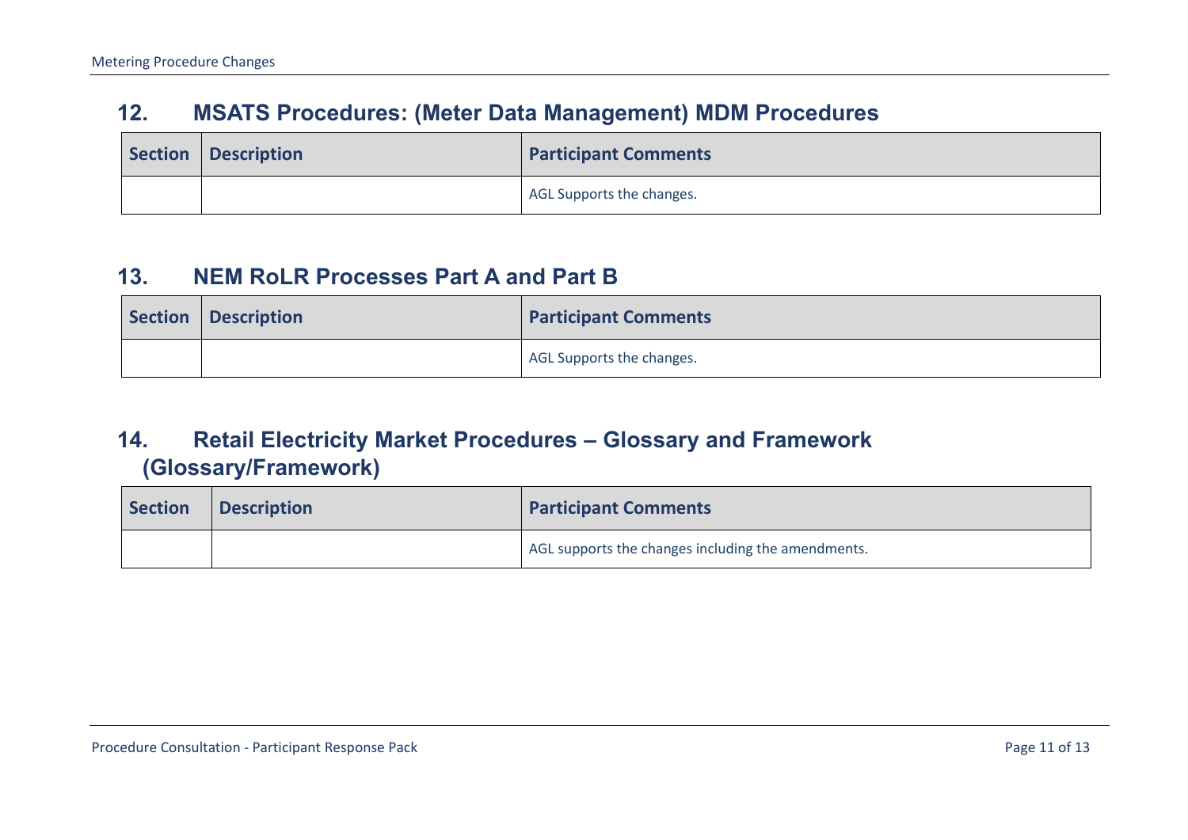## 12. MSATS Procedures: (Meter Data Management) MDM Procedures

| Section | Description | Participant Comments |
| --- | --- | --- |
| | | AGL Supports the changes. |

## 13. NEM RoLR Processes Part A and Part B

| Section | Description | Participant Comments |
| --- | --- | --- |
| | | AGL Supports the changes. |

## 14. Retail Electricity Market Procedures – Glossary and Framework (Glossary/Framework)

| Section | Description | Participant Comments |
| --- | --- | --- |
| | | AGL supports the changes including the amendments. |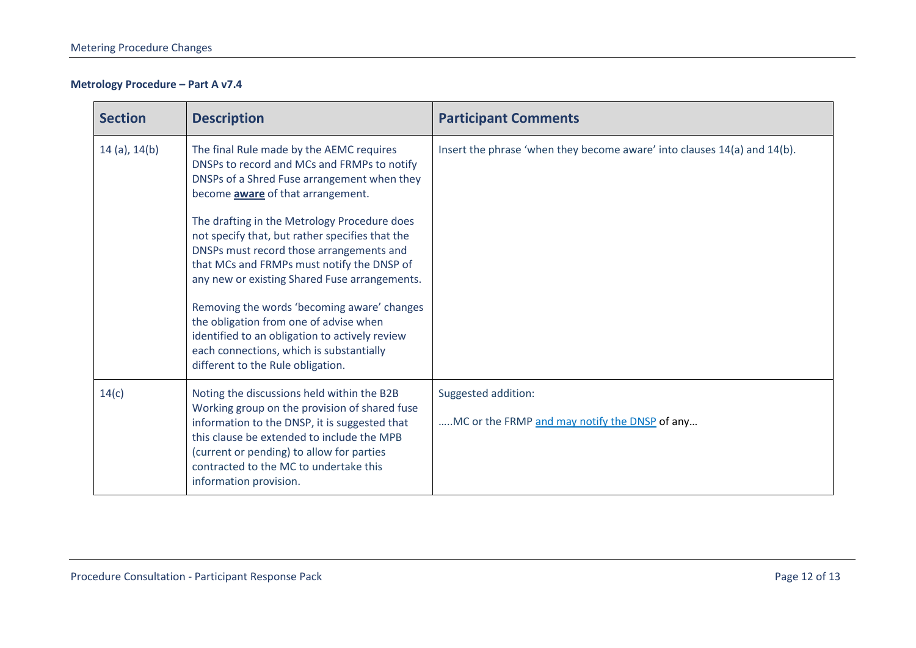**Metrology Procedure – Part A v7.4**

| Section | Description | Participant Comments |
|---|---|---|
| 14 (a), 14(b) | The final Rule made by the AEMC requires DNSPs to record and MCs and FRMPs to notify DNSPs of a Shred Fuse arrangement when they become **aware** of that arrangement.<br><br>The drafting in the Metrology Procedure does not specify that, but rather specifies that the DNSPs must record those arrangements and that MCs and FRMPs must notify the DNSP of any new or existing Shared Fuse arrangements.<br><br>Removing the words 'becoming aware' changes the obligation from one of advise when identified to an obligation to actively review each connections, which is substantially different to the Rule obligation. | Insert the phrase 'when they become aware' into clauses 14(a) and 14(b). |
| 14(c) | Noting the discussions held within the B2B Working group on the provision of shared fuse information to the DNSP, it is suggested that this clause be extended to include the MPB (current or pending) to allow for parties contracted to the MC to undertake this information provision. | Suggested addition:<br><br>…..MC or the FRMP and may notify the DNSP of any… |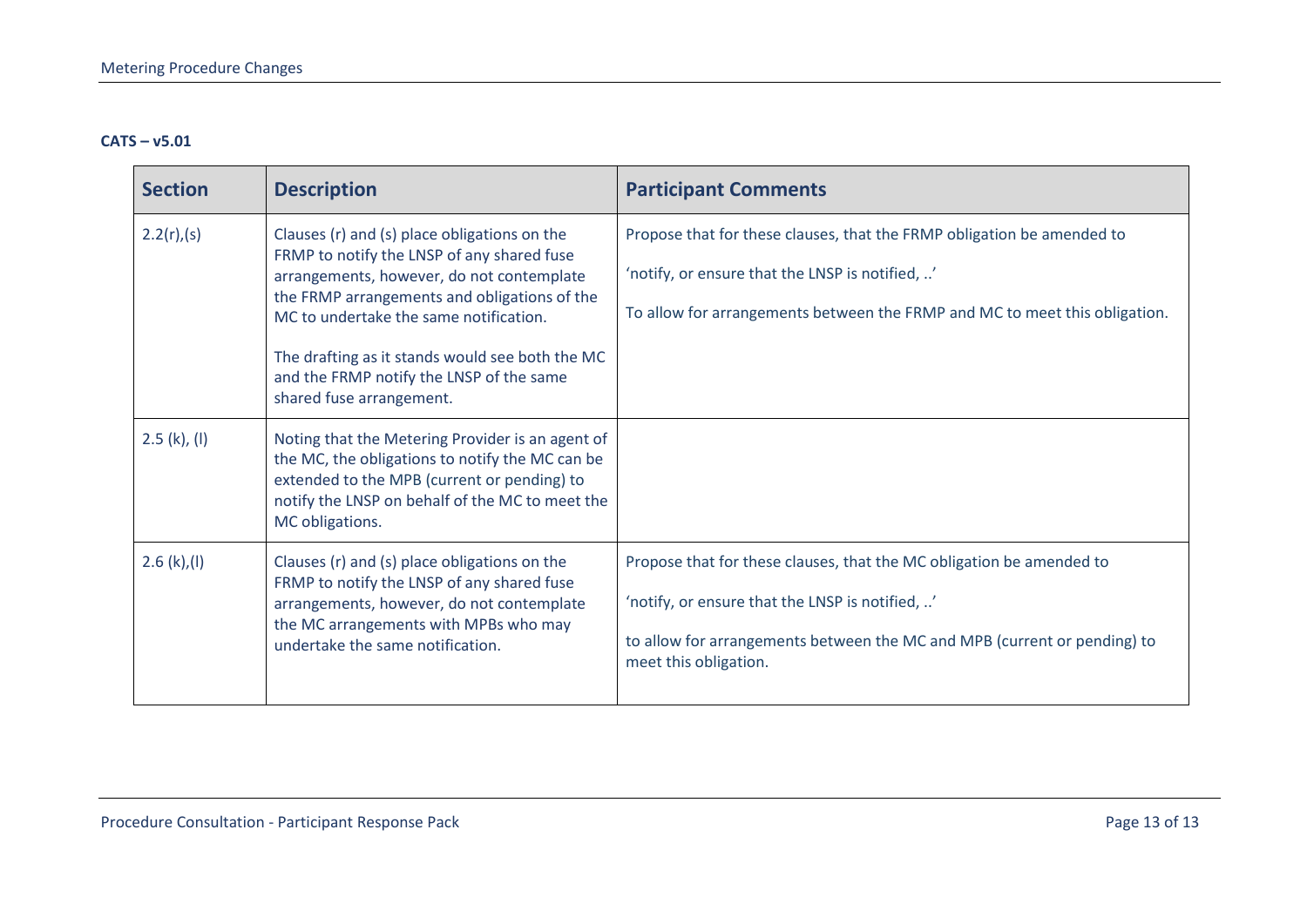**CATS – v5.01**

| Section | Description | Participant Comments |
|---|---|---|
| 2.2(r),(s) | Clauses (r) and (s) place obligations on the FRMP to notify the LNSP of any shared fuse arrangements, however, do not contemplate the FRMP arrangements and obligations of the MC to undertake the same notification.<br><br>The drafting as it stands would see both the MC and the FRMP notify the LNSP of the same shared fuse arrangement. | Propose that for these clauses, that the FRMP obligation be amended to<br><br>'notify, or ensure that the LNSP is notified, ..'<br><br>To allow for arrangements between the FRMP and MC to meet this obligation. |
| 2.5 (k), (l) | Noting that the Metering Provider is an agent of the MC, the obligations to notify the MC can be extended to the MPB (current or pending) to notify the LNSP on behalf of the MC to meet the MC obligations. | |
| 2.6 (k),(l) | Clauses (r) and (s) place obligations on the FRMP to notify the LNSP of any shared fuse arrangements, however, do not contemplate the MC arrangements with MPBs who may undertake the same notification. | Propose that for these clauses, that the MC obligation be amended to<br><br>'notify, or ensure that the LNSP is notified, ..'<br><br>to allow for arrangements between the MC and MPB (current or pending) to meet this obligation. |